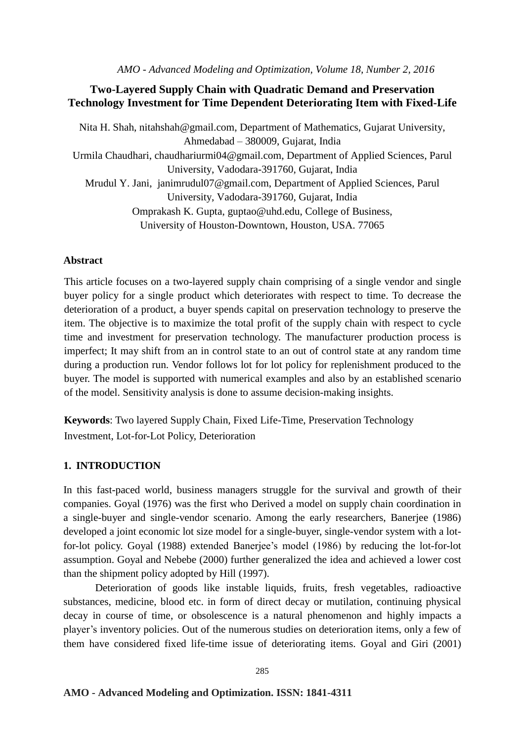# Two-Layered Supply Chain with Quadratic Demand and Preservation Technology Investment for Time Dependent Deteriorating Item with Fixed-Life

Nita H. Shah, nitahshah@gmail.com, Department of Mathematics, Gujarat University, Ahmedabad – 380009, Gujarat, India

Urmila Chaudhari, chaudhariurmi04@gmail.com, Department of Applied Sciences, Parul University, Vadodara-391760, Gujarat, India

Mrudul Y. Jani, janimrudul07@gmail.com, Department of Applied Sciences, Parul University, Vadodara-391760, Gujarat, India

Omprakash K. Gupta, guptao@uhd.edu, College of Business, University of Houston-Downtown, Houston, USA. 77065

## Abstract

This article focuses on a two-layered supply chain comprising of a single vendor and single buyer policy for a single product which deteriorates with respect to time. To decrease the deterioration of a product, a buyer spends capital on preservation technology to preserve the item. The objective is to maximize the total profit of the supply chain with respect to cycle time and investment for preservation technology. The manufacturer production process is imperfect; It may shift from an in control state to an out of control state at any random time during a production run. Vendor follows lot for lot policy for replenishment produced to the buyer. The model is supported with numerical examples and also by an established scenario of the model. Sensitivity analysis is done to assume decision-making insights.

**Keywords**: Two layered Supply Chain, Fixed Life-Time, Preservation Technology Investment, Lot-for-Lot Policy, Deterioration

## 1. INTRODUCTION

In this fast-paced world, business managers struggle for the survival and growth of their companies. Goyal (1976) was the first who Derived a model on supply chain coordination in a single-buyer and single-vendor scenario. Among the early researchers, Banerjee (1986) developed a joint economic lot size model for a single-buyer, single-vendor system with a lot-for-lot policy. Goyal (1988) extended Banerjee's model (1986) by reducing the lot-for-lot assumption. Goyal and Nebebe (2000) further generalized the idea and achieved a lower cost than the shipment policy adopted by Hill (1997).

Deterioration of goods like instable liquids, fruits, fresh vegetables, radioactive substances, medicine, blood etc. in form of direct decay or mutilation, continuing physical decay in course of time, or obsolescence is a natural phenomenon and highly impacts a player's inventory policies. Out of the numerous studies on deterioration items, only a few of them have considered fixed life-time issue of deteriorating items. Goyal and Giri (2001)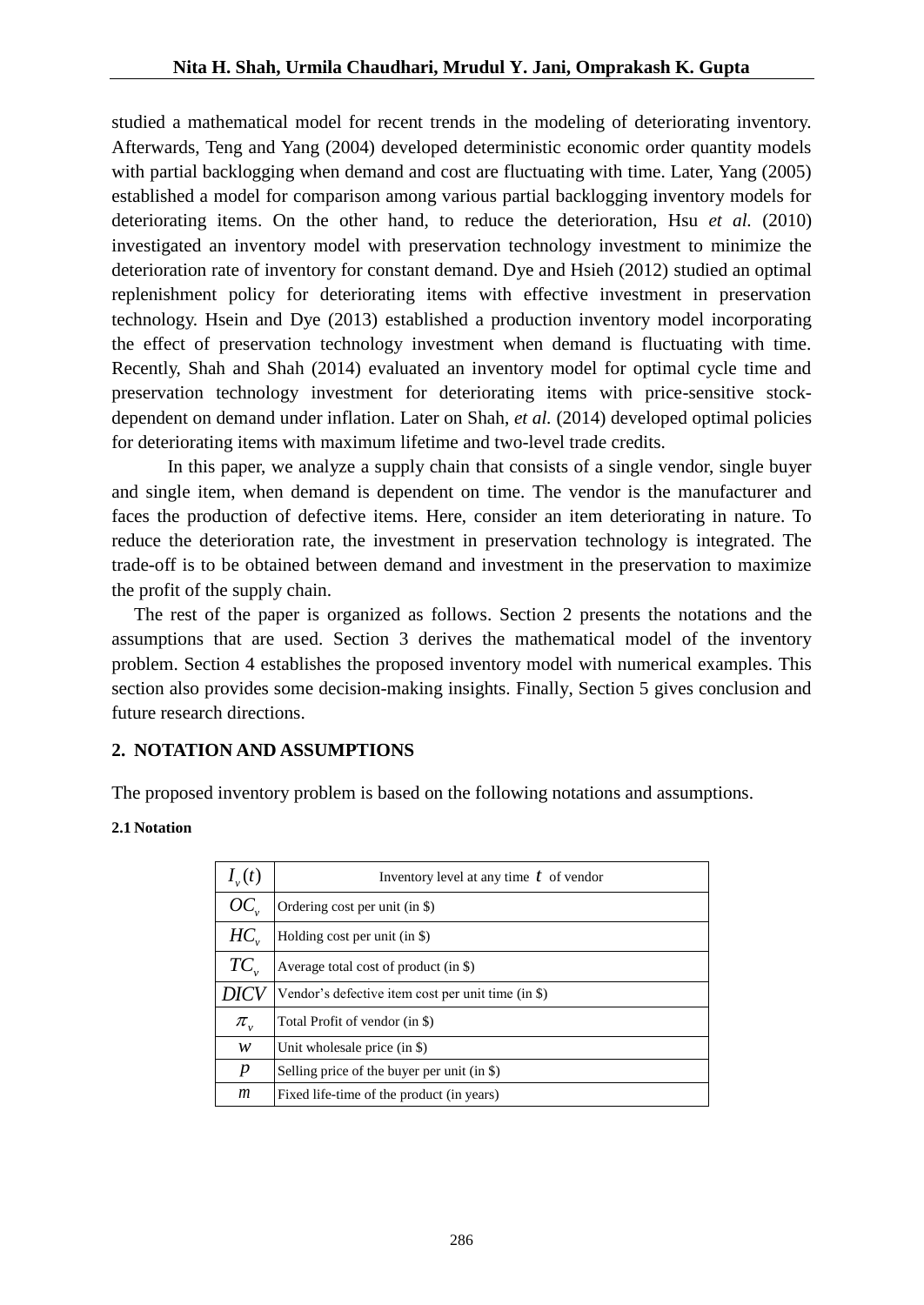studied a mathematical model for recent trends in the modeling of deteriorating inventory. Afterwards, Teng and Yang (2004) developed deterministic economic order quantity models with partial backlogging when demand and cost are fluctuating with time. Later, Yang (2005) established a model for comparison among various partial backlogging inventory models for deteriorating items. On the other hand, to reduce the deterioration, Hsu *et al.* (2010) investigated an inventory model with preservation technology investment to minimize the deterioration rate of inventory for constant demand. Dye and Hsieh (2012) studied an optimal replenishment policy for deteriorating items with effective investment in preservation technology. Hsein and Dye (2013) established a production inventory model incorporating the effect of preservation technology investment when demand is fluctuating with time. Recently, Shah and Shah (2014) evaluated an inventory model for optimal cycle time and preservation technology investment for deteriorating items with price-sensitive stock-dependent on demand under inflation. Later on Shah, *et al.* (2014) developed optimal policies for deteriorating items with maximum lifetime and two-level trade credits.

In this paper, we analyze a supply chain that consists of a single vendor, single buyer and single item, when demand is dependent on time. The vendor is the manufacturer and faces the production of defective items. Here, consider an item deteriorating in nature. To reduce the deterioration rate, the investment in preservation technology is integrated. The trade-off is to be obtained between demand and investment in the preservation to maximize the profit of the supply chain.

The rest of the paper is organized as follows. Section 2 presents the notations and the assumptions that are used. Section 3 derives the mathematical model of the inventory problem. Section 4 establishes the proposed inventory model with numerical examples. This section also provides some decision-making insights. Finally, Section 5 gives conclusion and future research directions.

## 2. NOTATION AND ASSUMPTIONS

The proposed inventory problem is based on the following notations and assumptions.

### 2.1 Notation

| | |
|---|---|
| $I_v(t)$ | Inventory level at any time $t$ of vendor |
| $OC_v$ | Ordering cost per unit (in \$) |
| $HC_v$ | Holding cost per unit (in \$) |
| $TC_v$ | Average total cost of product (in \$) |
| $DICV$ | Vendor's defective item cost per unit time (in \$) |
| $\pi_v$ | Total Profit of vendor (in \$) |
| $w$ | Unit wholesale price (in \$) |
| $p$ | Selling price of the buyer per unit (in \$) |
| $m$ | Fixed life-time of the product (in years) |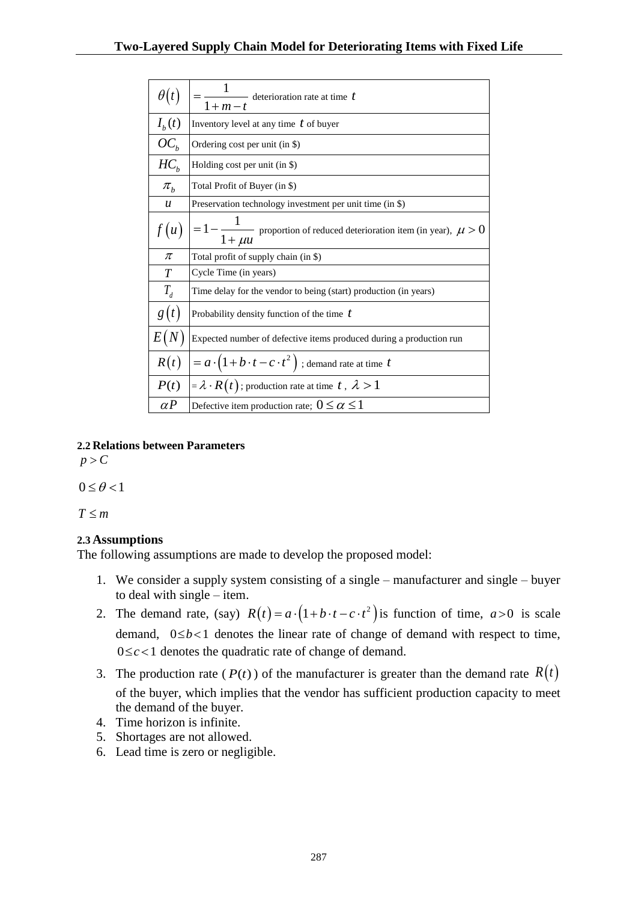| | |
|---|---|
| $\theta(t)$ | $= \frac{1}{1+m-t}$ deterioration rate at time $t$ |
| $I_b(t)$ | Inventory level at any time $t$ of buyer |
| $OC_b$ | Ordering cost per unit (in \$) |
| $HC_b$ | Holding cost per unit (in \$) |
| $\pi_b$ | Total Profit of Buyer (in \$) |
| $u$ | Preservation technology investment per unit time (in \$) |
| $f(u)$ | $= 1 - \frac{1}{1+\mu u}$ proportion of reduced deterioration item (in year), $\mu > 0$ |
| $\pi$ | Total profit of supply chain (in \$) |
| $T$ | Cycle Time (in years) |
| $T_d$ | Time delay for the vendor to being (start) production (in years) |
| $g(t)$ | Probability density function of the time $t$ |
| $E(N)$ | Expected number of defective items produced during a production run |
| $R(t)$ | $= a \cdot (1 + b \cdot t - c \cdot t^2)$ ; demand rate at time $t$ |
| $P(t)$ | $= \lambda \cdot R(t)$; production rate at time $t$ , $\lambda > 1$ |
| $\alpha P$ | Defective item production rate; $0 \le \alpha \le 1$ |

### 2.2 Relations between Parameters

$p > C$

$0 \le \theta < 1$

$T \le m$

### 2.3 Assumptions

The following assumptions are made to develop the proposed model:

1. We consider a supply system consisting of a single – manufacturer and single – buyer to deal with single – item.
2. The demand rate, (say) $R(t) = a \cdot (1 + b \cdot t - c \cdot t^2)$ is function of time, $a > 0$ is scale demand, $0 \le b < 1$ denotes the linear rate of change of demand with respect to time, $0 \le c < 1$ denotes the quadratic rate of change of demand.
3. The production rate ( $P(t)$ ) of the manufacturer is greater than the demand rate $R(t)$ of the buyer, which implies that the vendor has sufficient production capacity to meet the demand of the buyer.
4. Time horizon is infinite.
5. Shortages are not allowed.
6. Lead time is zero or negligible.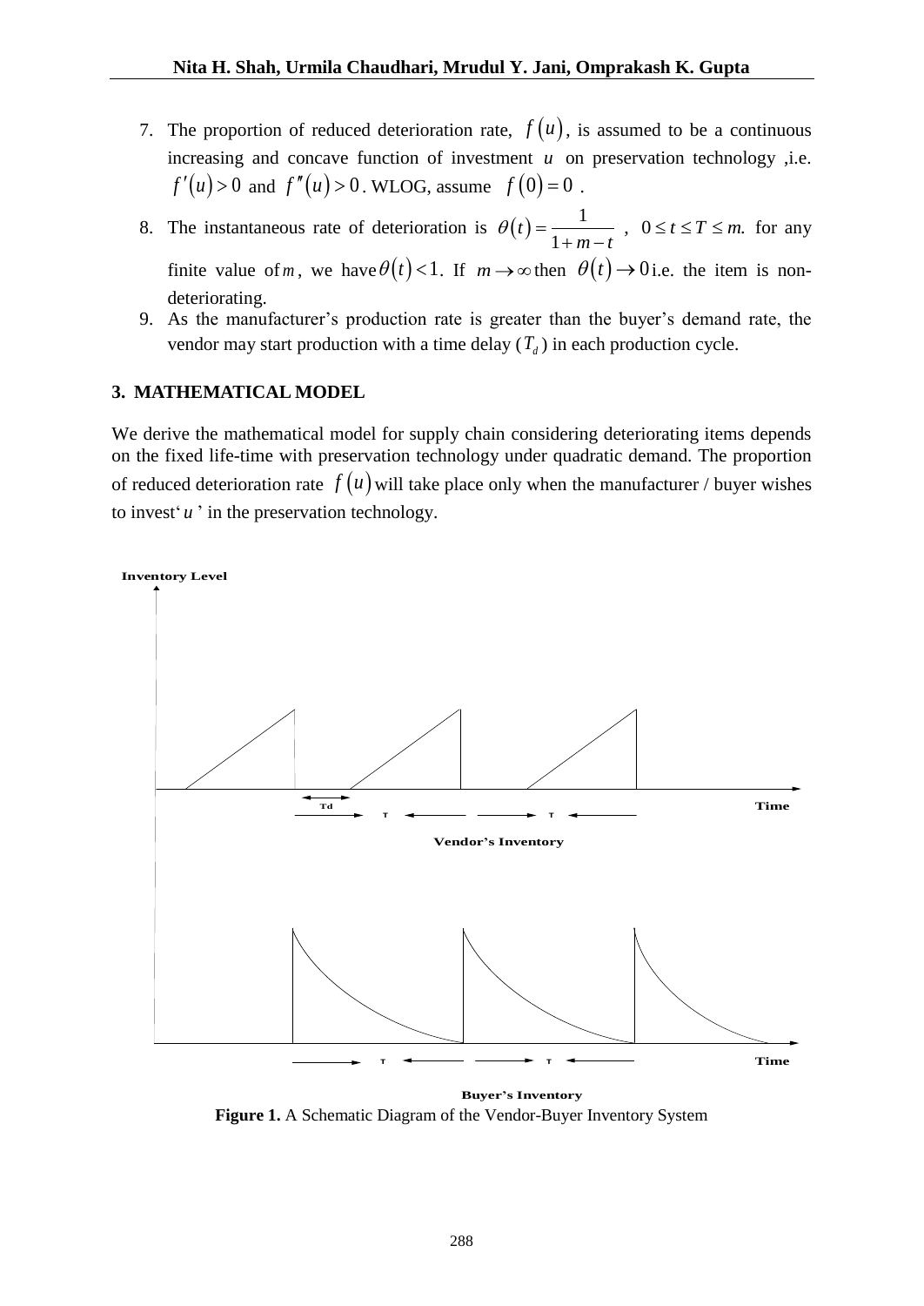7. The proportion of reduced deterioration rate, $f(u)$, is assumed to be a continuous increasing and concave function of investment $u$ on preservation technology ,i.e. $f'(u) > 0$ and $f''(u) > 0$. WLOG, assume $f(0) = 0$ .
8. The instantaneous rate of deterioration is $\theta(t) = \dfrac{1}{1+m-t}$ , $0 \le t \le T \le m.$ for any finite value of $m$, we have $\theta(t) < 1$. If $m \to \infty$ then $\theta(t) \to 0$ i.e. the item is non-deteriorating.
9. As the manufacturer's production rate is greater than the buyer's demand rate, the vendor may start production with a time delay ($T_d$) in each production cycle.

## 3. MATHEMATICAL MODEL

We derive the mathematical model for supply chain considering deteriorating items depends on the fixed life-time with preservation technology under quadratic demand. The proportion of reduced deterioration rate $f(u)$ will take place only when the manufacturer / buyer wishes to invest '$u$' in the preservation technology.

Inventory Level

Td T T Time

Vendor's Inventory

T T Time

Buyer's Inventory

**Figure 1.** A Schematic Diagram of the Vendor-Buyer Inventory System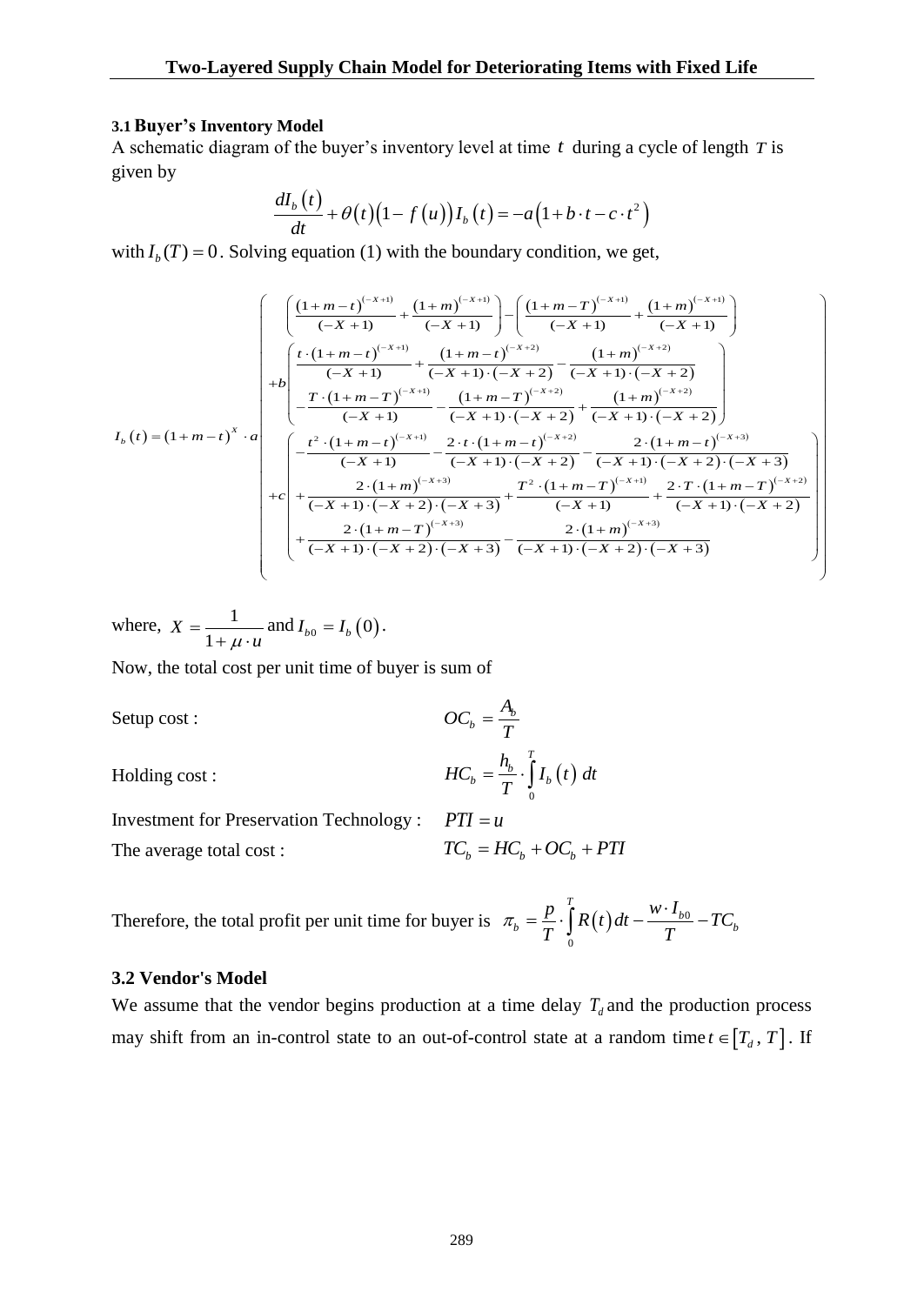### 3.1 Buyer's Inventory Model

A schematic diagram of the buyer's inventory level at time $t$ during a cycle of length $T$ is given by

$$\frac{dI_b(t)}{dt} + \theta(t)\left(1 - f(u)\right)I_b(t) = -a\left(1 + b\cdot t - c\cdot t^2\right)$$

with $I_b(T) = 0$. Solving equation (1) with the boundary condition, we get,

$$I_b(t) = (1+m-t)^X \cdot a \left( \begin{array}{l} \left(\frac{(1+m-t)^{(-X+1)}}{(-X+1)} + \frac{(1+m)^{(-X+1)}}{(-X+1)}\right) - \left(\frac{(1+m-T)^{(-X+1)}}{(-X+1)} + \frac{(1+m)^{(-X+1)}}{(-X+1)}\right) \\ +b\left( \begin{array}{l} \frac{t\cdot(1+m-t)^{(-X+1)}}{(-X+1)} + \frac{(1+m-t)^{(-X+2)}}{(-X+1)\cdot(-X+2)} - \frac{(1+m)^{(-X+2)}}{(-X+1)\cdot(-X+2)} \\ -\frac{T\cdot(1+m-T)^{(-X+1)}}{(-X+1)} - \frac{(1+m-T)^{(-X+2)}}{(-X+1)\cdot(-X+2)} + \frac{(1+m)^{(-X+2)}}{(-X+1)\cdot(-X+2)} \end{array} \right) \\ +c\left( \begin{array}{l} -\frac{t^2\cdot(1+m-t)^{(-X+1)}}{(-X+1)} - \frac{2\cdot t\cdot(1+m-t)^{(-X+2)}}{(-X+1)\cdot(-X+2)} - \frac{2\cdot(1+m-t)^{(-X+3)}}{(-X+1)\cdot(-X+2)\cdot(-X+3)} \\ +\frac{2\cdot(1+m)^{(-X+3)}}{(-X+1)\cdot(-X+2)\cdot(-X+3)} + \frac{T^2\cdot(1+m-T)^{(-X+1)}}{(-X+1)} + \frac{2\cdot T\cdot(1+m-T)^{(-X+2)}}{(-X+1)\cdot(-X+2)} \\ +\frac{2\cdot(1+m-T)^{(-X+3)}}{(-X+1)\cdot(-X+2)\cdot(-X+3)} - \frac{2\cdot(1+m)^{(-X+3)}}{(-X+1)\cdot(-X+2)\cdot(-X+3)} \end{array} \right) \end{array} \right)$$

where, $X = \dfrac{1}{1+\mu\cdot u}$ and $I_{b0} = I_b(0)$.

Now, the total cost per unit time of buyer is sum of

Setup cost : $OC_b = \dfrac{A_b}{T}$

Holding cost : $HC_b = \dfrac{h_b}{T}\cdot\displaystyle\int_0^T I_b(t)\,dt$

Investment for Preservation Technology : $PTI = u$

The average total cost : $TC_b = HC_b + OC_b + PTI$

Therefore, the total profit per unit time for buyer is $\pi_b = \dfrac{p}{T}\cdot\displaystyle\int_0^T R(t)\,dt - \dfrac{w\cdot I_{b0}}{T} - TC_b$

### 3.2 Vendor's Model

We assume that the vendor begins production at a time delay $T_d$ and the production process may shift from an in-control state to an out-of-control state at a random time $t \in [T_d, T]$. If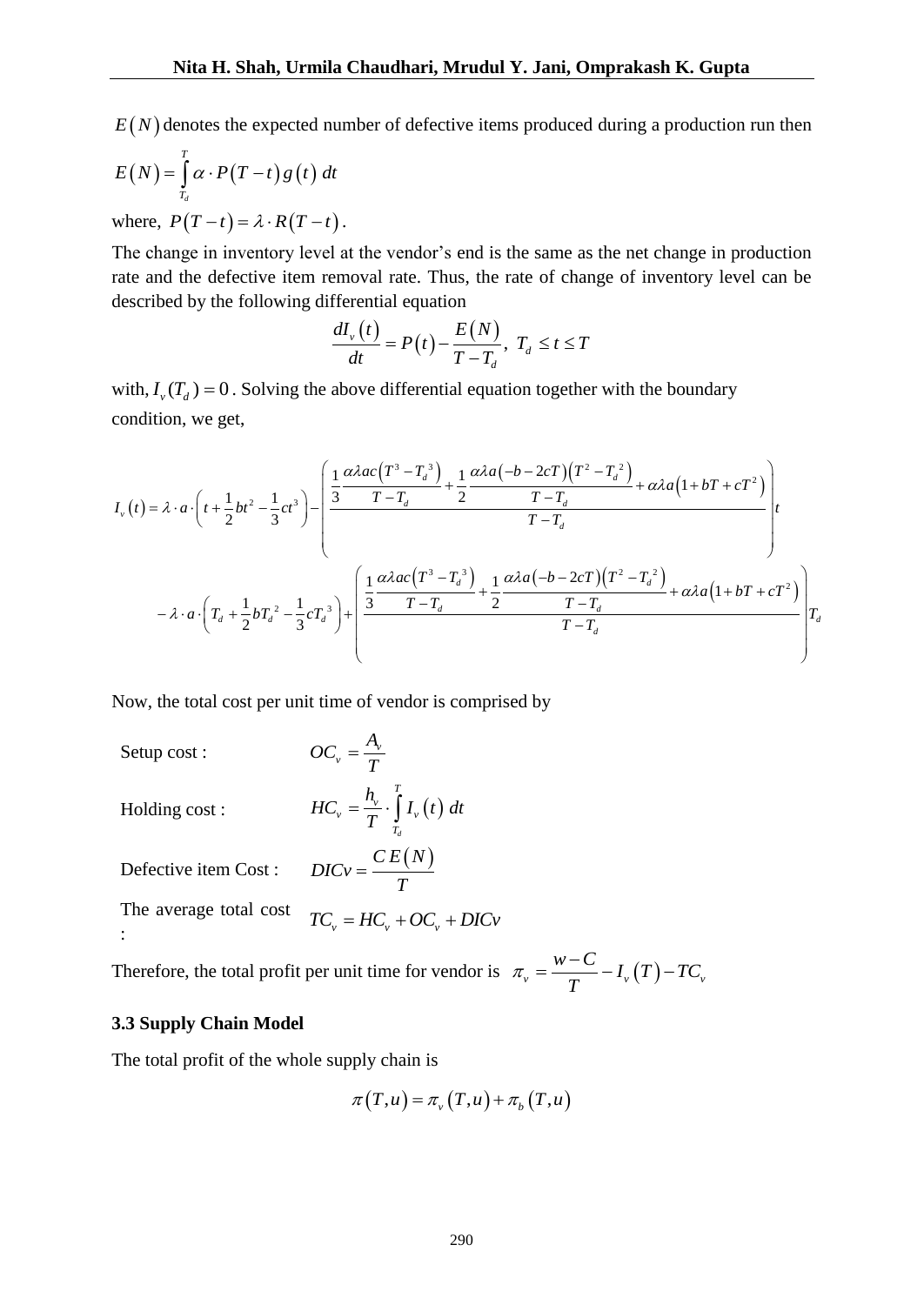$E(N)$ denotes the expected number of defective items produced during a production run then

$$E(N) = \int_{T_d}^{T} \alpha \cdot P(T-t)\, g(t)\, dt$$

where, $P(T-t) = \lambda \cdot R(T-t)$.

The change in inventory level at the vendor's end is the same as the net change in production rate and the defective item removal rate. Thus, the rate of change of inventory level can be described by the following differential equation

$$\frac{dI_v(t)}{dt} = P(t) - \frac{E(N)}{T - T_d}, \; T_d \le t \le T$$

with, $I_v(T_d) = 0$. Solving the above differential equation together with the boundary condition, we get,

$$I_v(t) = \lambda \cdot a \cdot \left( t + \frac{1}{2}bt^2 - \frac{1}{3}ct^3 \right) - \left( \frac{\frac{1}{3}\frac{\alpha\lambda ac\left(T^3 - T_d^{\,3}\right)}{T - T_d} + \frac{1}{2}\frac{\alpha\lambda a\left(-b - 2cT\right)\left(T^2 - T_d^{\,2}\right)}{T - T_d} + \alpha\lambda a\left(1 + bT + cT^2\right)}{T - T_d} \right) t$$

$$- \lambda \cdot a \cdot \left( T_d + \frac{1}{2}bT_d^{\,2} - \frac{1}{3}cT_d^{\,3} \right) + \left( \frac{\frac{1}{3}\frac{\alpha\lambda ac\left(T^3 - T_d^{\,3}\right)}{T - T_d} + \frac{1}{2}\frac{\alpha\lambda a\left(-b - 2cT\right)\left(T^2 - T_d^{\,2}\right)}{T - T_d} + \alpha\lambda a\left(1 + bT + cT^2\right)}{T - T_d} \right) T_d$$

Now, the total cost per unit time of vendor is comprised by

Setup cost : $OC_v = \dfrac{A_v}{T}$

Holding cost : $HC_v = \dfrac{h_v}{T} \cdot \displaystyle\int_{T_d}^{T} I_v(t)\, dt$

Defective item Cost : $DICv = \dfrac{C\,E(N)}{T}$

The average total cost : $TC_v = HC_v + OC_v + DICv$

Therefore, the total profit per unit time for vendor is $\pi_v = \dfrac{w - C}{T} - I_v(T) - TC_v$

### 3.3 Supply Chain Model

The total profit of the whole supply chain is

$$\pi(T,u) = \pi_v(T,u) + \pi_b(T,u)$$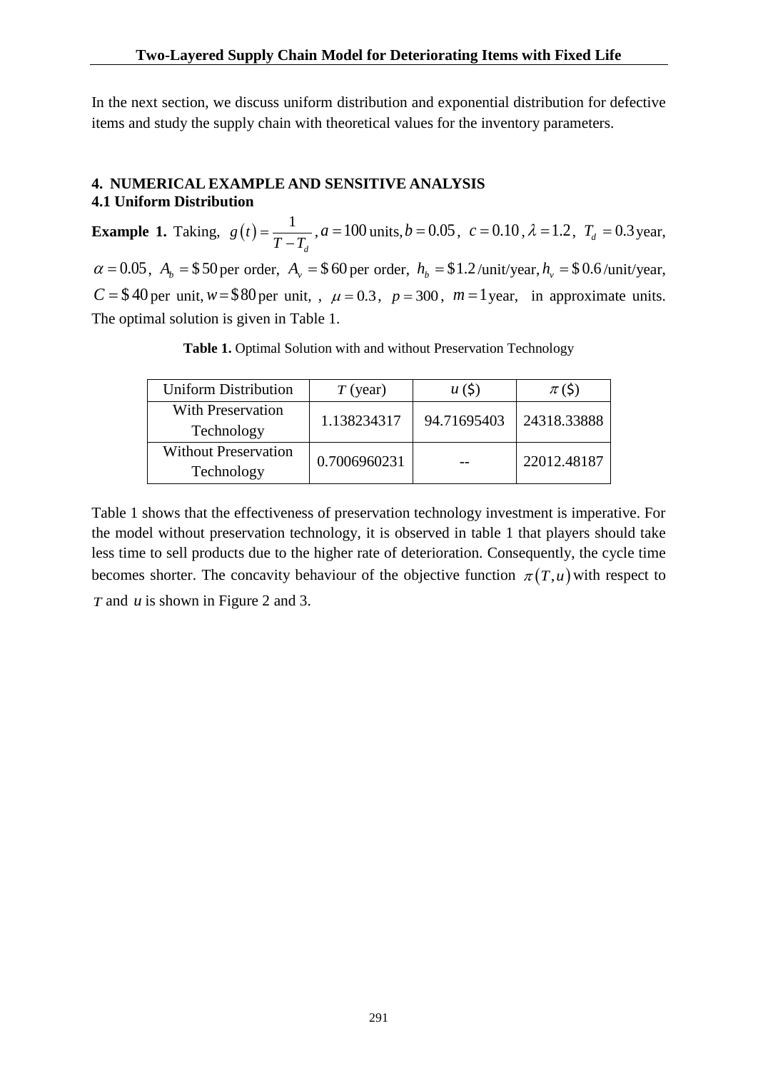In the next section, we discuss uniform distribution and exponential distribution for defective items and study the supply chain with theoretical values for the inventory parameters.

## 4. NUMERICAL EXAMPLE AND SENSITIVE ANALYSIS

### 4.1 Uniform Distribution

**Example 1.** Taking, $g(t) = \frac{1}{T - T_d}$, $a = 100$ units, $b = 0.05$, $c = 0.10$, $\lambda = 1.2$, $T_d = 0.3$ year, $\alpha = 0.05$, $A_b = \$50$ per order, $A_v = \$60$ per order, $h_b = \$1.2$ /unit/year, $h_v = \$0.6$ /unit/year, $C = \$40$ per unit, $w = \$80$ per unit, , $\mu = 0.3$, $p = 300$, $m = 1$ year, in approximate units. The optimal solution is given in Table 1.

**Table 1.** Optimal Solution with and without Preservation Technology

| Uniform Distribution | $T$ (year) | $u$ (\$) | $\pi$ (\$) |
|---|---|---|---|
| With Preservation Technology | 1.138234317 | 94.71695403 | 24318.33888 |
| Without Preservation Technology | 0.7006960231 | -- | 22012.48187 |

Table 1 shows that the effectiveness of preservation technology investment is imperative. For the model without preservation technology, it is observed in table 1 that players should take less time to sell products due to the higher rate of deterioration. Consequently, the cycle time becomes shorter. The concavity behaviour of the objective function $\pi(T,u)$ with respect to $T$ and $u$ is shown in Figure 2 and 3.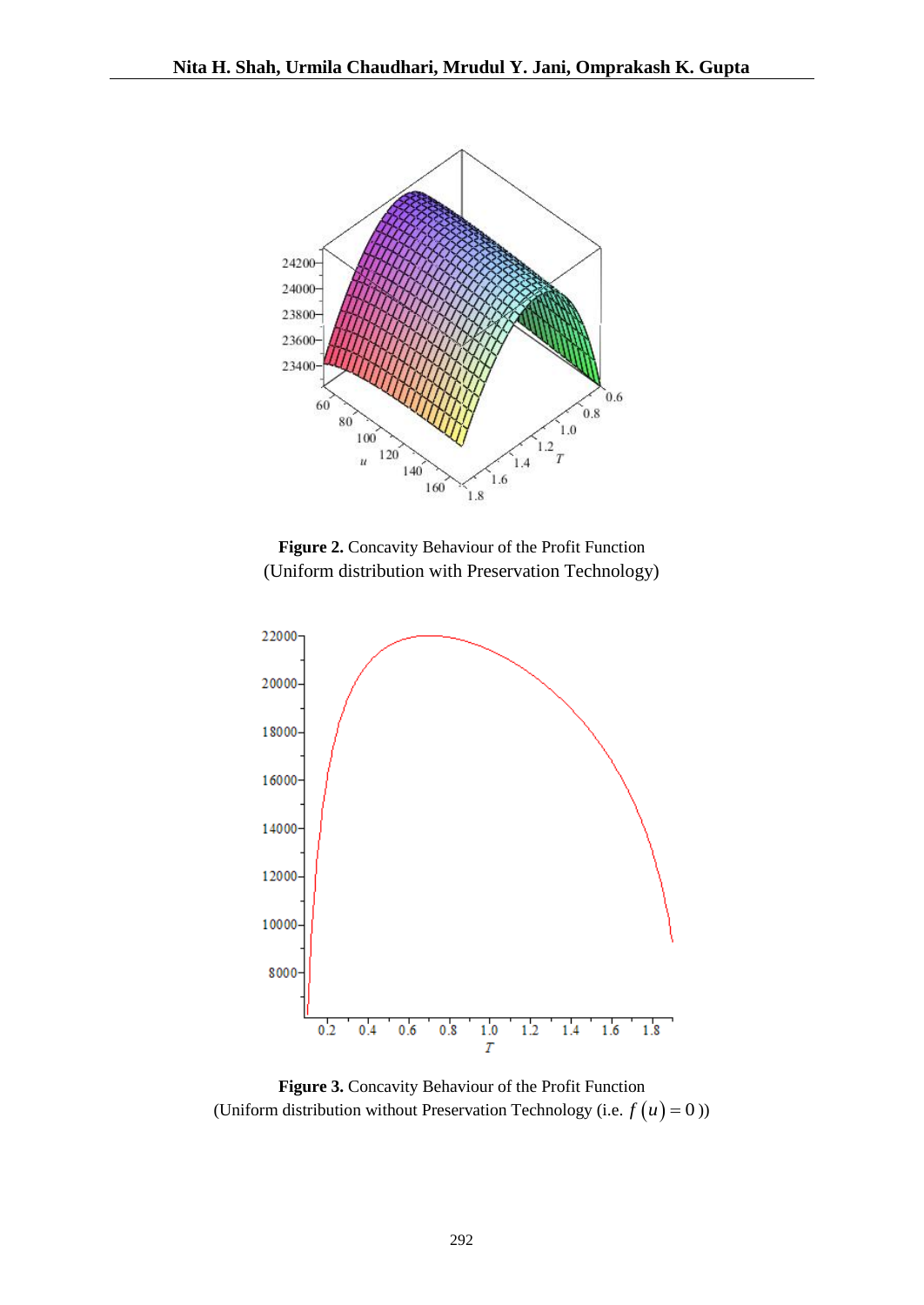**Figure 2.** Concavity Behaviour of the Profit Function
(Uniform distribution with Preservation Technology)

**Figure 3.** Concavity Behaviour of the Profit Function
(Uniform distribution without Preservation Technology (i.e. $f(u)=0$))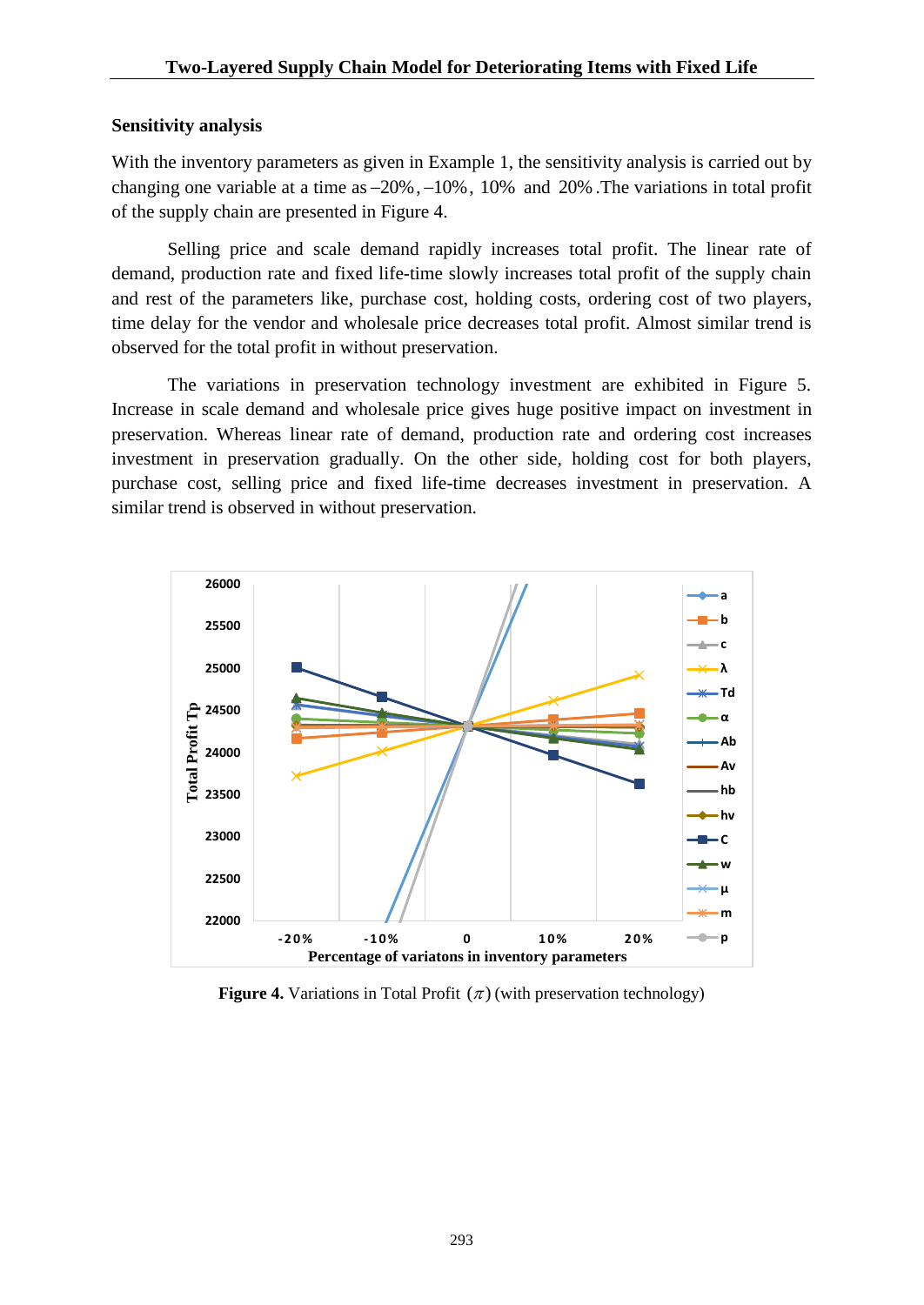### Sensitivity analysis

With the inventory parameters as given in Example 1, the sensitivity analysis is carried out by changing one variable at a time as $-20\%$, $-10\%$, $10\%$ and $20\%$. The variations in total profit of the supply chain are presented in Figure 4.

Selling price and scale demand rapidly increases total profit. The linear rate of demand, production rate and fixed life-time slowly increases total profit of the supply chain and rest of the parameters like, purchase cost, holding costs, ordering cost of two players, time delay for the vendor and wholesale price decreases total profit. Almost similar trend is observed for the total profit in without preservation.

The variations in preservation technology investment are exhibited in Figure 5. Increase in scale demand and wholesale price gives huge positive impact on investment in preservation. Whereas linear rate of demand, production rate and ordering cost increases investment in preservation gradually. On the other side, holding cost for both players, purchase cost, selling price and fixed life-time decreases investment in preservation. A similar trend is observed in without preservation.

**Figure 4.** Variations in Total Profit $(\pi)$ (with preservation technology)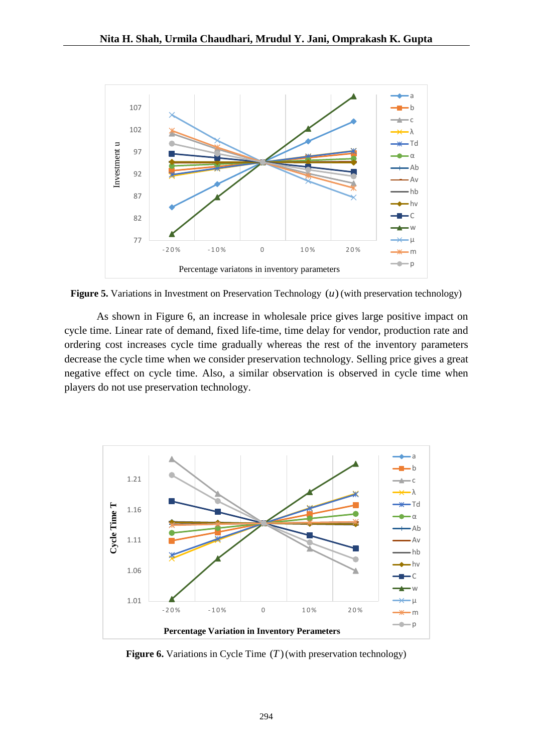**Figure 5.** Variations in Investment on Preservation Technology $(u)$ (with preservation technology)

As shown in Figure 6, an increase in wholesale price gives large positive impact on cycle time. Linear rate of demand, fixed life-time, time delay for vendor, production rate and ordering cost increases cycle time gradually whereas the rest of the inventory parameters decrease the cycle time when we consider preservation technology. Selling price gives a great negative effect on cycle time. Also, a similar observation is observed in cycle time when players do not use preservation technology.

**Figure 6.** Variations in Cycle Time $(T)$ (with preservation technology)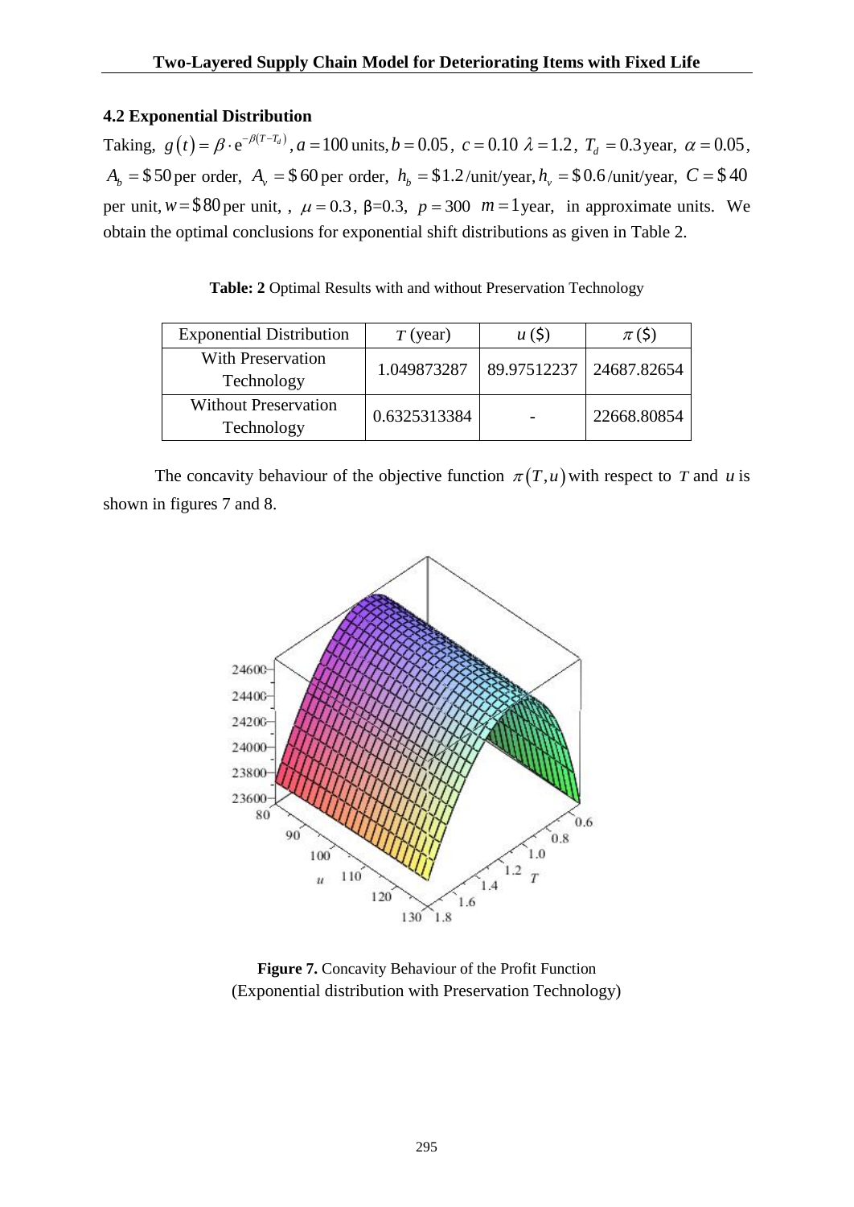### 4.2 Exponential Distribution

Taking, $g(t) = \beta \cdot e^{-\beta(T-T_d)}$, $a = 100$ units, $b = 0.05$, $c = 0.10$ $\lambda = 1.2$, $T_d = 0.3$ year, $\alpha = 0.05$, $A_b = \$50$ per order, $A_v = \$60$ per order, $h_b = \$1.2$/unit/year, $h_v = \$0.6$/unit/year, $C = \$40$ per unit, $w = \$80$ per unit, , $\mu = 0.3$, β=0.3, $p = 300$ $m = 1$ year, in approximate units. We obtain the optimal conclusions for exponential shift distributions as given in Table 2.

**Table: 2** Optimal Results with and without Preservation Technology

| Exponential Distribution | $T$ (year) | $u$ (\$) | $\pi$ (\$) |
|---|---|---|---|
| With Preservation Technology | 1.049873287 | 89.97512237 | 24687.82654 |
| Without Preservation Technology | 0.6325313384 | - | 22668.80854 |

The concavity behaviour of the objective function $\pi(T,u)$ with respect to $T$ and $u$ is shown in figures 7 and 8.

**Figure 7.** Concavity Behaviour of the Profit Function (Exponential distribution with Preservation Technology)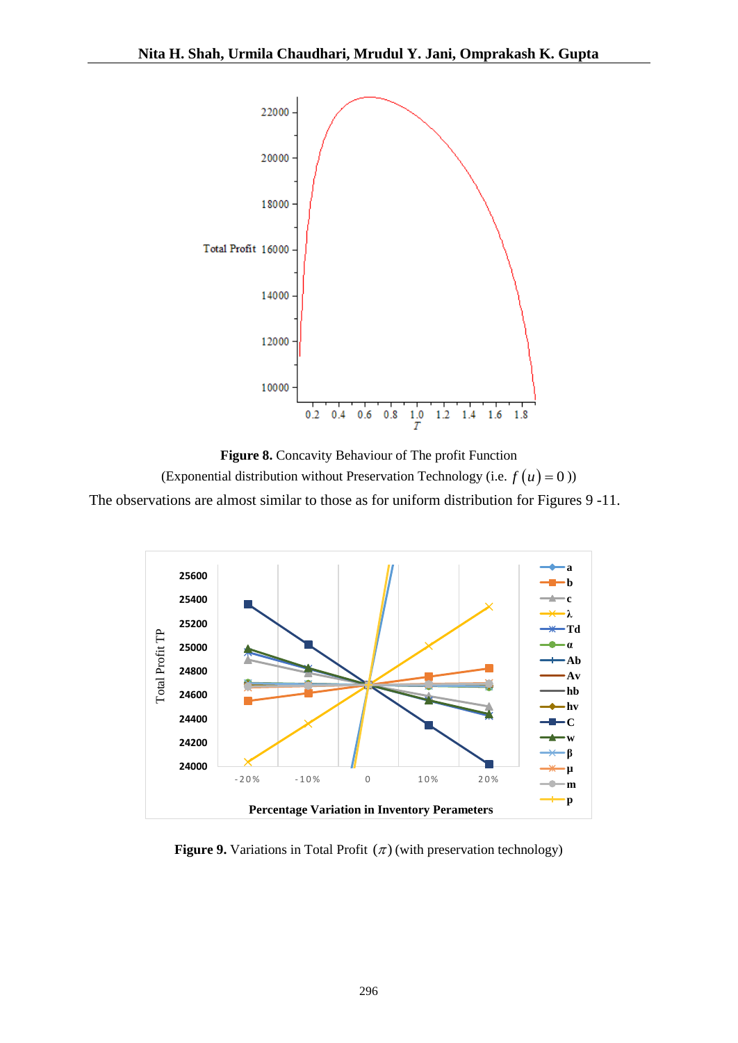**Figure 8.** Concavity Behaviour of The profit Function

(Exponential distribution without Preservation Technology (i.e. $f(u) = 0$))

The observations are almost similar to those as for uniform distribution for Figures 9 -11.

**Figure 9.** Variations in Total Profit $(\pi)$ (with preservation technology)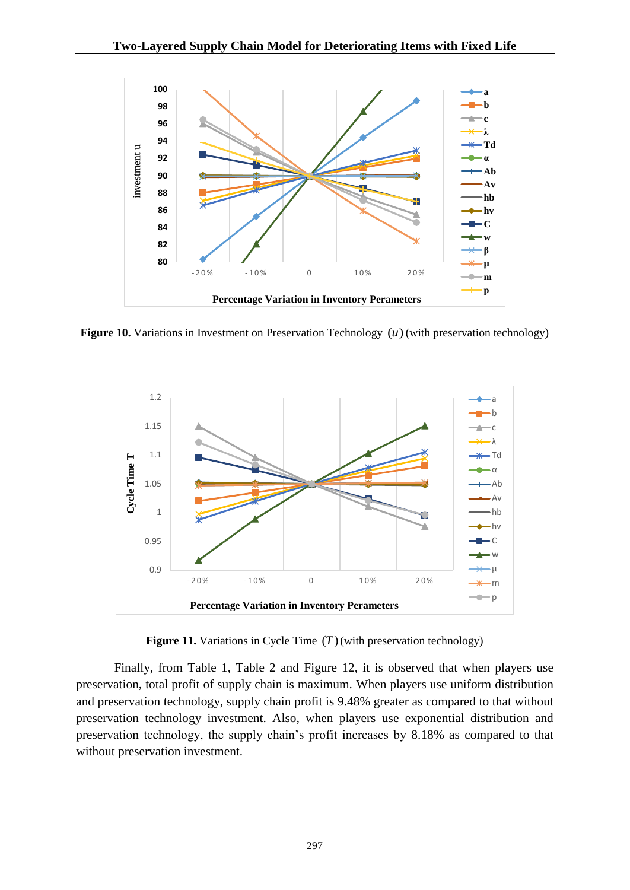**Figure 10.** Variations in Investment on Preservation Technology $(u)$ (with preservation technology)

**Figure 11.** Variations in Cycle Time $(T)$ (with preservation technology)

Finally, from Table 1, Table 2 and Figure 12, it is observed that when players use preservation, total profit of supply chain is maximum. When players use uniform distribution and preservation technology, supply chain profit is 9.48% greater as compared to that without preservation technology investment. Also, when players use exponential distribution and preservation technology, the supply chain's profit increases by 8.18% as compared to that without preservation investment.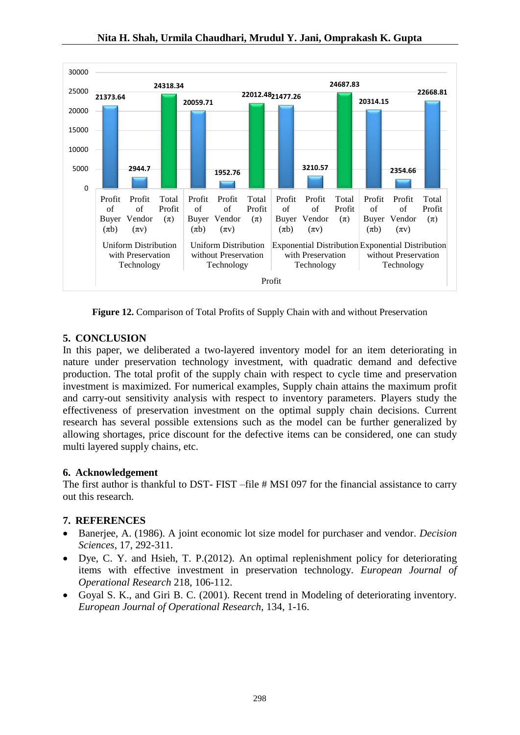Figure 12. Comparison of Total Profits of Supply Chain with and without Preservation

## 5. CONCLUSION

In this paper, we deliberated a two-layered inventory model for an item deteriorating in nature under preservation technology investment, with quadratic demand and defective production. The total profit of the supply chain with respect to cycle time and preservation investment is maximized. For numerical examples, Supply chain attains the maximum profit and carry-out sensitivity analysis with respect to inventory parameters. Players study the effectiveness of preservation investment on the optimal supply chain decisions. Current research has several possible extensions such as the model can be further generalized by allowing shortages, price discount for the defective items can be considered, one can study multi layered supply chains, etc.

## 6. Acknowledgement

The first author is thankful to DST- FIST –file # MSI 097 for the financial assistance to carry out this research.

## 7. REFERENCES

- Banerjee, A. (1986). A joint economic lot size model for purchaser and vendor. *Decision Sciences*, 17, 292-311.
- Dye, C. Y. and Hsieh, T. P.(2012). An optimal replenishment policy for deteriorating items with effective investment in preservation technology. *European Journal of Operational Research* 218, 106-112.
- Goyal S. K., and Giri B. C. (2001). Recent trend in Modeling of deteriorating inventory. *European Journal of Operational Research*, 134, 1-16.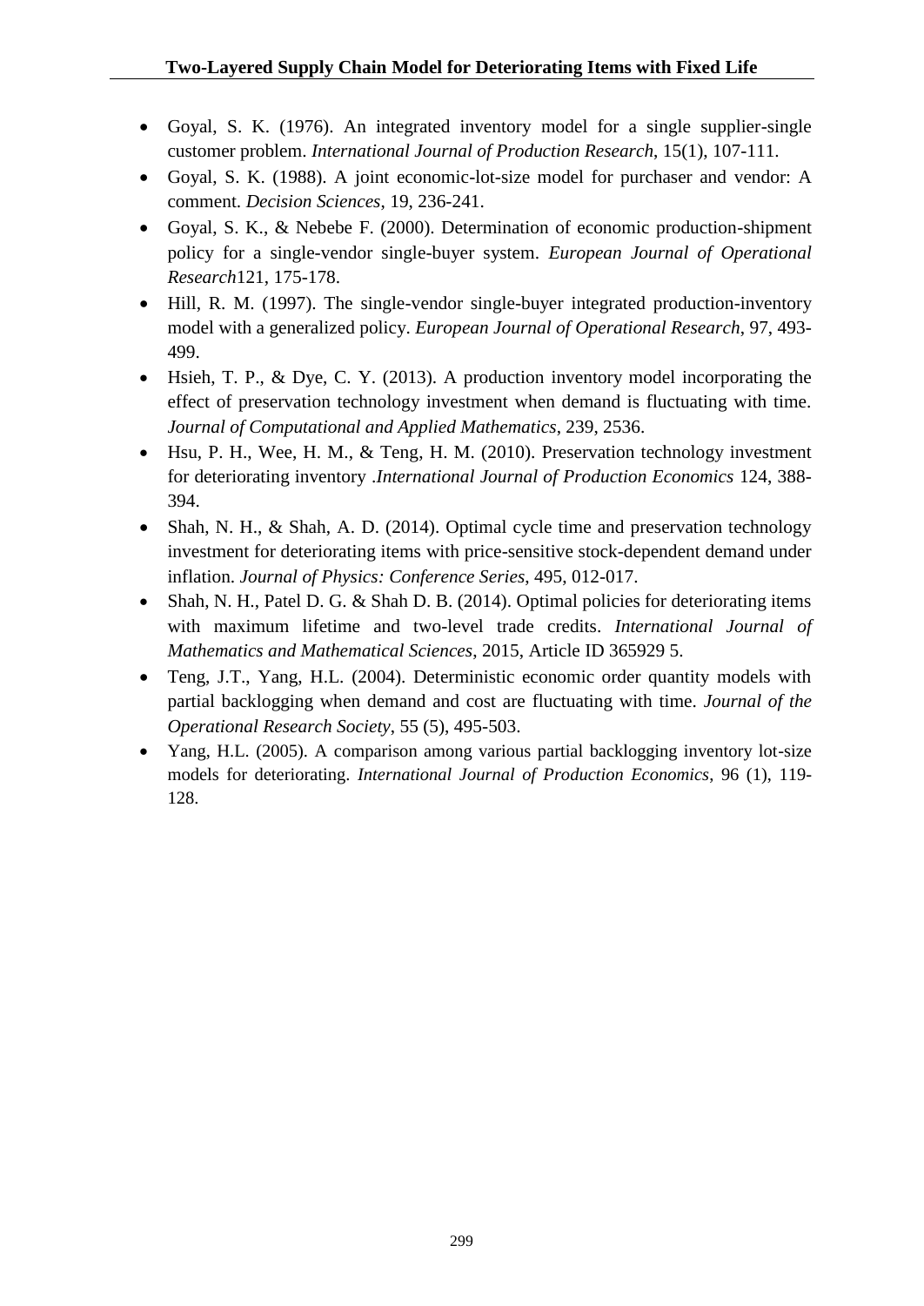- Goyal, S. K. (1976). An integrated inventory model for a single supplier-single customer problem. *International Journal of Production Research*, 15(1), 107-111.
- Goyal, S. K. (1988). A joint economic-lot-size model for purchaser and vendor: A comment. *Decision Sciences*, 19, 236-241.
- Goyal, S. K., & Nebebe F. (2000). Determination of economic production-shipment policy for a single-vendor single-buyer system. *European Journal of Operational Research*121, 175-178.
- Hill, R. M. (1997). The single-vendor single-buyer integrated production-inventory model with a generalized policy. *European Journal of Operational Research*, 97, 493-499.
- Hsieh, T. P., & Dye, C. Y. (2013). A production inventory model incorporating the effect of preservation technology investment when demand is fluctuating with time. *Journal of Computational and Applied Mathematics*, 239, 2536.
- Hsu, P. H., Wee, H. M., & Teng, H. M. (2010). Preservation technology investment for deteriorating inventory .*International Journal of Production Economics* 124, 388-394.
- Shah, N. H., & Shah, A. D. (2014). Optimal cycle time and preservation technology investment for deteriorating items with price-sensitive stock-dependent demand under inflation. *Journal of Physics: Conference Series*, 495, 012-017.
- Shah, N. H., Patel D. G. & Shah D. B. (2014). Optimal policies for deteriorating items with maximum lifetime and two-level trade credits. *International Journal of Mathematics and Mathematical Sciences*, 2015, Article ID 365929 5.
- Teng, J.T., Yang, H.L. (2004). Deterministic economic order quantity models with partial backlogging when demand and cost are fluctuating with time. *Journal of the Operational Research Society*, 55 (5), 495-503.
- Yang, H.L. (2005). A comparison among various partial backlogging inventory lot-size models for deteriorating. *International Journal of Production Economics*, 96 (1), 119-128.